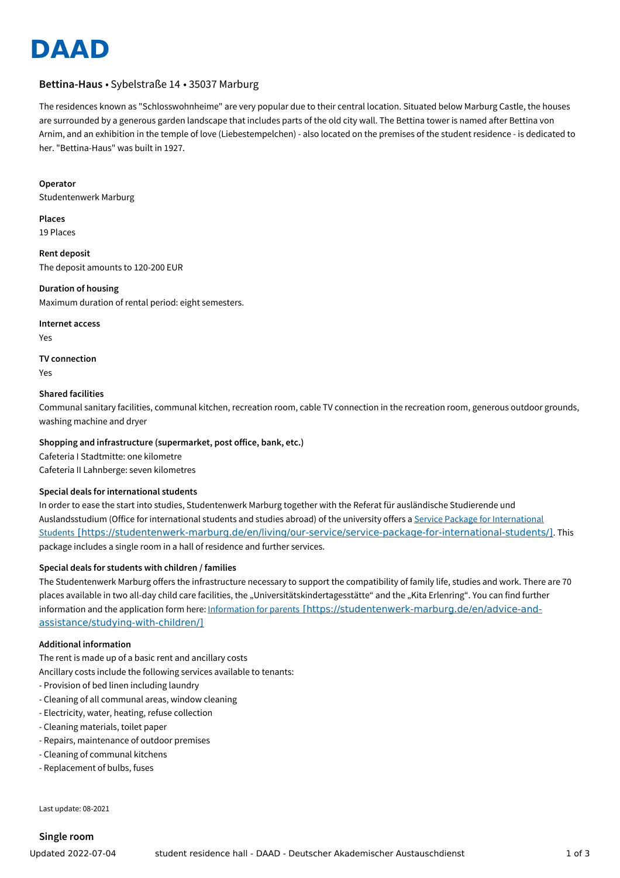# DAAD

**Bettina-Haus** • Sybelstraße 14 • 35037 Marburg

The residences known as "Schlosswohnheime" are very popular due to their central location. Situated below Marburg Castle, the houses are surrounded by a generous garden landscape that includes parts of the old city wall. The Bettina tower is named after Bettina von Arnim, and an exhibition in the temple of love (Liebestempelchen) - also located on the premises of the student residence - is dedicated to her. "Bettina-Haus" was built in 1927.

**Operator**
Studentenwerk Marburg

**Places**
19 Places

**Rent deposit**
The deposit amounts to 120-200 EUR

**Duration of housing**
Maximum duration of rental period: eight semesters.

**Internet access**
Yes

**TV connection**
Yes

**Shared facilities**
Communal sanitary facilities, communal kitchen, recreation room, cable TV connection in the recreation room, generous outdoor grounds, washing machine and dryer

**Shopping and infrastructure (supermarket, post office, bank, etc.)**
Cafeteria I Stadtmitte: one kilometre
Cafeteria II Lahnberge: seven kilometres

**Special deals for international students**
In order to ease the start into studies, Studentenwerk Marburg together with the Referat für ausländische Studierende und Auslandsstudium (Office for international students and studies abroad) of the university offers a Service Package for International Students [https://studentenwerk-marburg.de/en/living/our-service/service-package-for-international-students/]. This package includes a single room in a hall of residence and further services.

**Special deals for students with children / families**
The Studentenwerk Marburg offers the infrastructure necessary to support the compatibility of family life, studies and work. There are 70 places available in two all-day child care facilities, the „Universitätskindertagesstätte“ and the „Kita Erlenring“. You can find further information and the application form here: Information for parents [https://studentenwerk-marburg.de/en/advice-and-assistance/studying-with-children/]

**Additional information**
The rent is made up of a basic rent and ancillary costs
Ancillary costs include the following services available to tenants:
- Provision of bed linen including laundry
- Cleaning of all communal areas, window cleaning
- Electricity, water, heating, refuse collection
- Cleaning materials, toilet paper
- Repairs, maintenance of outdoor premises
- Cleaning of communal kitchens
- Replacement of bulbs, fuses

Last update: 08-2021

## Single room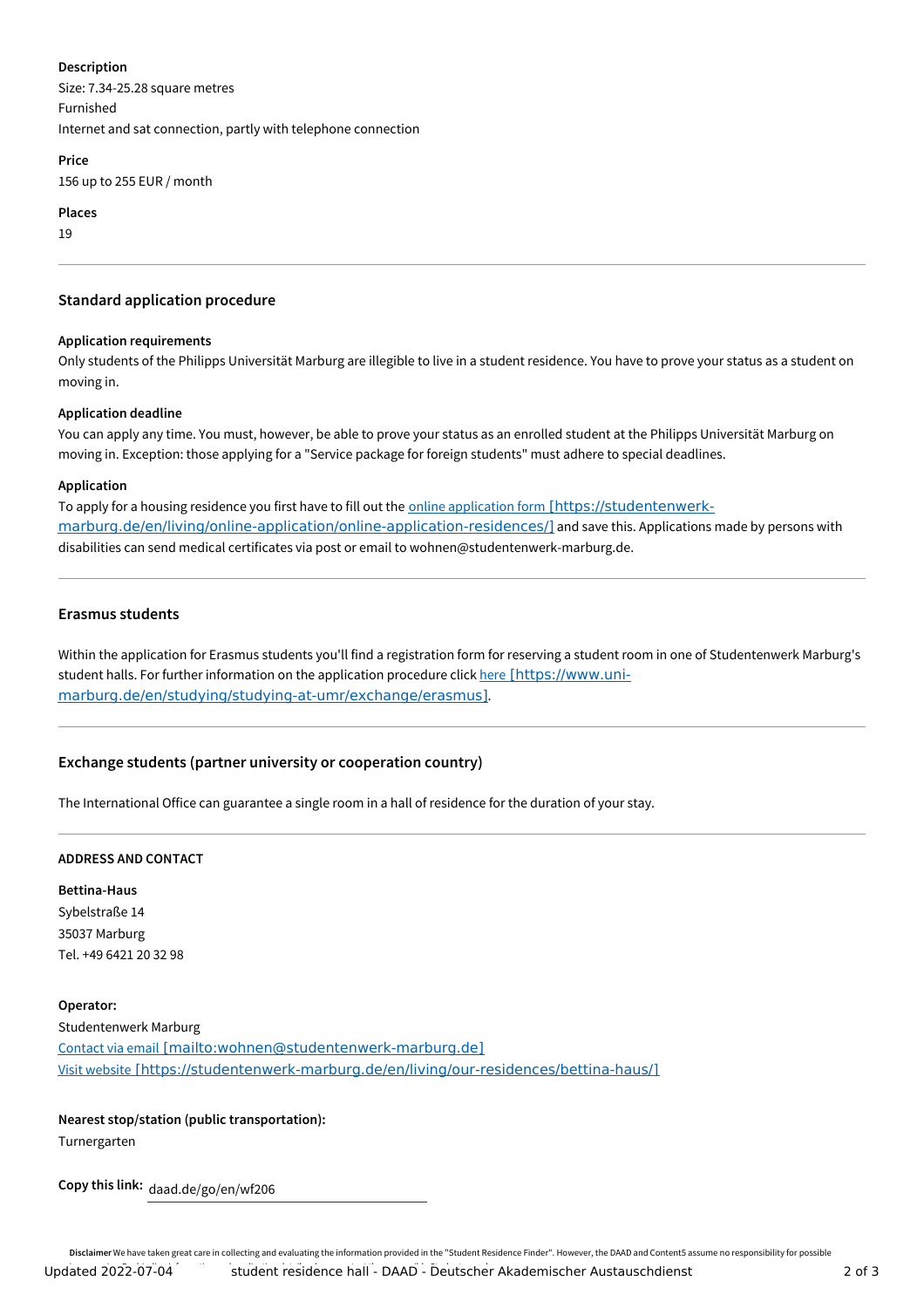**Description**
Size: 7.34-25.28 square metres
Furnished
Internet and sat connection, partly with telephone connection

**Price**
156 up to 255 EUR / month

**Places**
19

---

### Standard application procedure

**Application requirements**
Only students of the Philipps Universität Marburg are illegible to live in a student residence. You have to prove your status as a student on moving in.

**Application deadline**
You can apply any time. You must, however, be able to prove your status as an enrolled student at the Philipps Universität Marburg on moving in. Exception: those applying for a "Service package for foreign students" must adhere to special deadlines.

**Application**
To apply for a housing residence you first have to fill out the online application form [https://studentenwerk-marburg.de/en/living/online-application/online-application-residences/] and save this. Applications made by persons with disabilities can send medical certificates via post or email to wohnen@studentenwerk-marburg.de.

---

### Erasmus students

Within the application for Erasmus students you'll find a registration form for reserving a student room in one of Studentenwerk Marburg's student halls. For further information on the application procedure click here [https://www.uni-marburg.de/en/studying/studying-at-umr/exchange/erasmus].

---

### Exchange students (partner university or cooperation country)

The International Office can guarantee a single room in a hall of residence for the duration of your stay.

---

**ADDRESS AND CONTACT**

**Bettina-Haus**
Sybelstraße 14
35037 Marburg
Tel. +49 6421 20 32 98

**Operator:**
Studentenwerk Marburg
Contact via email [mailto:wohnen@studentenwerk-marburg.de]
Visit website [https://studentenwerk-marburg.de/en/living/our-residences/bettina-haus/]

**Nearest stop/station (public transportation):**
Turnergarten

**Copy this link:** daad.de/go/en/wf206

**Disclaimer** We have taken great care in collecting and evaluating the information provided in the "Student Residence Finder". However, the DAAD and Content5 assume no responsibility for possible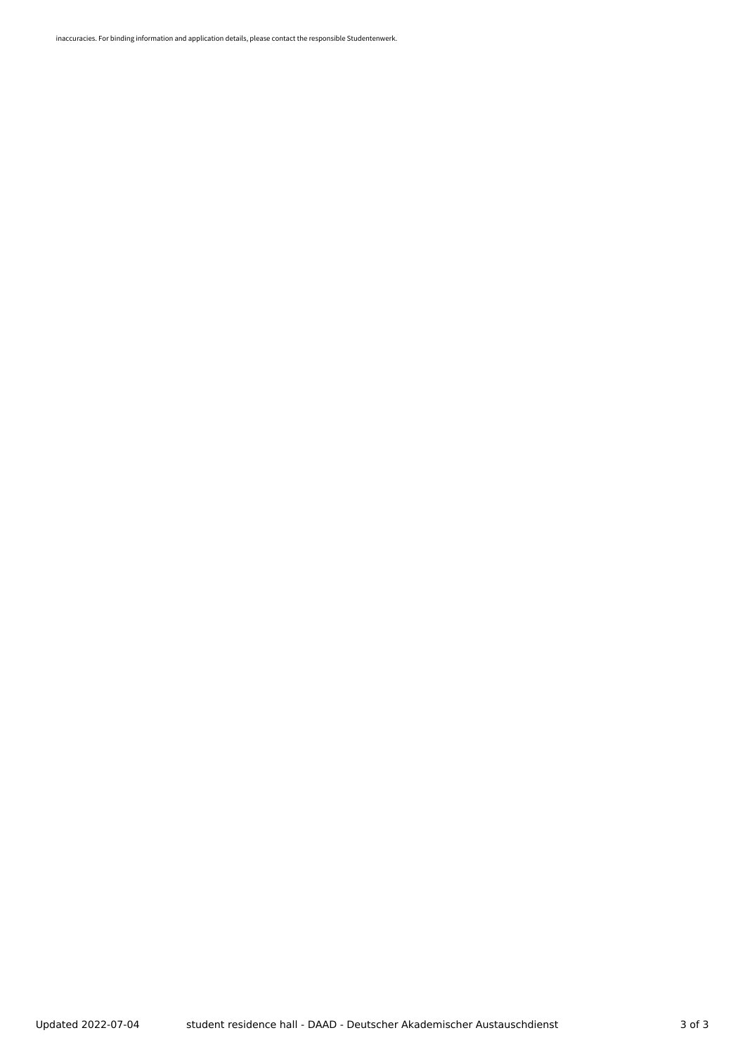inaccuracies. For binding information and application details, please contact the responsible Studentenwerk.